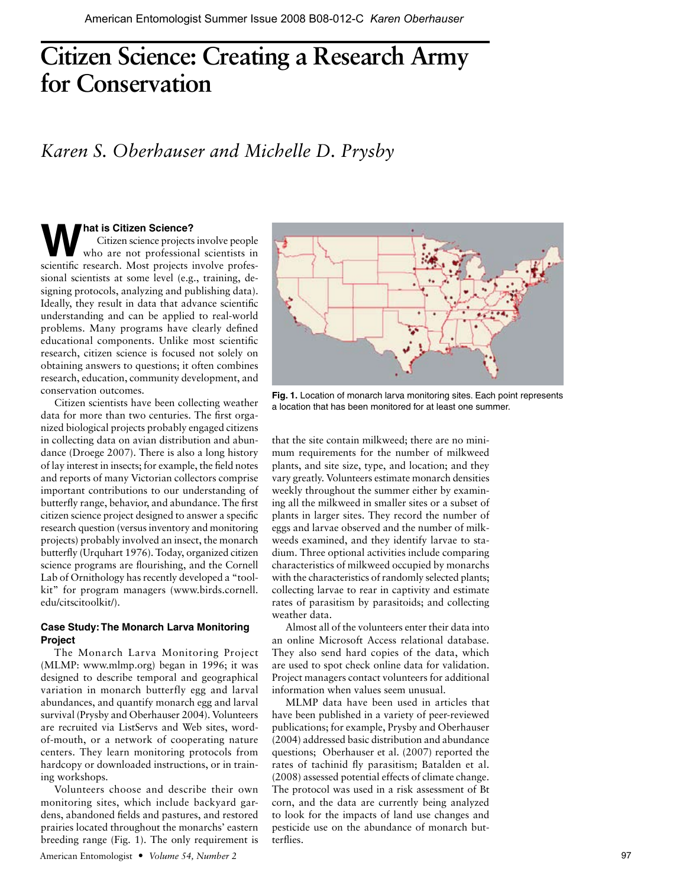# Citizen Science: Creating a Research Army for Conservation

*Karen S. Oberhauser and Michelle D. Prysby*

## What is Citizen Science?

Citizen science projects involve people who are not professional scientists in scientific research. Most projects involve professional scientists at some level (e.g., training, designing protocols, analyzing and publishing data). Ideally, they result in data that advance scientific understanding and can be applied to real-world problems. Many programs have clearly defined educational components. Unlike most scientific research, citizen science is focused not solely on obtaining answers to questions; it often combines research, education, community development, and conservation outcomes.

Citizen scientists have been collecting weather data for more than two centuries. The first organized biological projects probably engaged citizens in collecting data on avian distribution and abundance (Droege 2007). There is also a long history of lay interest in insects; for example, the field notes and reports of many Victorian collectors comprise important contributions to our understanding of butterfly range, behavior, and abundance. The first citizen science project designed to answer a specific research question (versus inventory and monitoring projects) probably involved an insect, the monarch butterfly (Urquhart 1976). Today, organized citizen science programs are flourishing, and the Cornell Lab of Ornithology has recently developed a "toolkit" for program managers (www.birds.cornell.edu/citscitoolkit/).

### Case Study: The Monarch Larva Monitoring Project

The Monarch Larva Monitoring Project (MLMP: www.mlmp.org) began in 1996; it was designed to describe temporal and geographical variation in monarch butterfly egg and larval abundances, and quantify monarch egg and larval survival (Prysby and Oberhauser 2004). Volunteers are recruited via ListServs and Web sites, word-of-mouth, or a network of cooperating nature centers. They learn monitoring protocols from hardcopy or downloaded instructions, or in training workshops.

Volunteers choose and describe their own monitoring sites, which include backyard gardens, abandoned fields and pastures, and restored prairies located throughout the monarchs' eastern breeding range (Fig. 1). The only requirement is that the site contain milkweed; there are no minimum requirements for the number of milkweed plants, and site size, type, and location; and they vary greatly. Volunteers estimate monarch densities weekly throughout the summer either by examining all the milkweed in smaller sites or a subset of plants in larger sites. They record the number of eggs and larvae observed and the number of milkweeds examined, and they identify larvae to stadium. Three optional activities include comparing characteristics of milkweed occupied by monarchs with the characteristics of randomly selected plants; collecting larvae to rear in captivity and estimate rates of parasitism by parasitoids; and collecting weather data.

**Fig. 1.** Location of monarch larva monitoring sites. Each point represents a location that has been monitored for at least one summer.

Almost all of the volunteers enter their data into an online Microsoft Access relational database. They also send hard copies of the data, which are used to spot check online data for validation. Project managers contact volunteers for additional information when values seem unusual.

MLMP data have been used in articles that have been published in a variety of peer-reviewed publications; for example, Prysby and Oberhauser (2004) addressed basic distribution and abundance questions; Oberhauser et al. (2007) reported the rates of tachinid fly parasitism; Batalden et al. (2008) assessed potential effects of climate change. The protocol was used in a risk assessment of Bt corn, and the data are currently being analyzed to look for the impacts of land use changes and pesticide use on the abundance of monarch butterflies.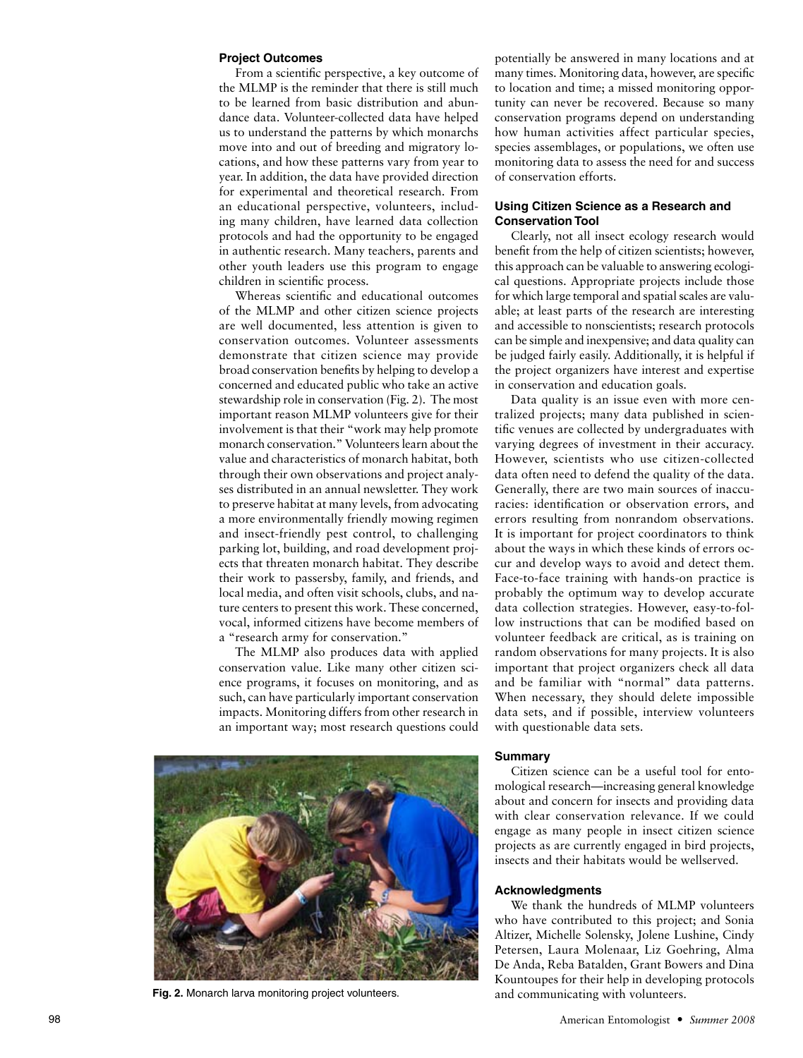### Project Outcomes

From a scientific perspective, a key outcome of the MLMP is the reminder that there is still much to be learned from basic distribution and abundance data. Volunteer-collected data have helped us to understand the patterns by which monarchs move into and out of breeding and migratory locations, and how these patterns vary from year to year. In addition, the data have provided direction for experimental and theoretical research. From an educational perspective, volunteers, including many children, have learned data collection protocols and had the opportunity to be engaged in authentic research. Many teachers, parents and other youth leaders use this program to engage children in scientific process.

Whereas scientific and educational outcomes of the MLMP and other citizen science projects are well documented, less attention is given to conservation outcomes. Volunteer assessments demonstrate that citizen science may provide broad conservation benefits by helping to develop a concerned and educated public who take an active stewardship role in conservation (Fig. 2). The most important reason MLMP volunteers give for their involvement is that their "work may help promote monarch conservation." Volunteers learn about the value and characteristics of monarch habitat, both through their own observations and project analyses distributed in an annual newsletter. They work to preserve habitat at many levels, from advocating a more environmentally friendly mowing regimen and insect-friendly pest control, to challenging parking lot, building, and road development projects that threaten monarch habitat. They describe their work to passersby, family, and friends, and local media, and often visit schools, clubs, and nature centers to present this work. These concerned, vocal, informed citizens have become members of a "research army for conservation."

The MLMP also produces data with applied conservation value. Like many other citizen science programs, it focuses on monitoring, and as such, can have particularly important conservation impacts. Monitoring differs from other research in an important way; most research questions could potentially be answered in many locations and at many times. Monitoring data, however, are specific to location and time; a missed monitoring opportunity can never be recovered. Because so many conservation programs depend on understanding how human activities affect particular species, species assemblages, or populations, we often use monitoring data to assess the need for and success of conservation efforts.

**Fig. 2.** Monarch larva monitoring project volunteers.

### Using Citizen Science as a Research and Conservation Tool

Clearly, not all insect ecology research would benefit from the help of citizen scientists; however, this approach can be valuable to answering ecological questions. Appropriate projects include those for which large temporal and spatial scales are valuable; at least parts of the research are interesting and accessible to nonscientists; research protocols can be simple and inexpensive; and data quality can be judged fairly easily. Additionally, it is helpful if the project organizers have interest and expertise in conservation and education goals.

Data quality is an issue even with more centralized projects; many data published in scientific venues are collected by undergraduates with varying degrees of investment in their accuracy. However, scientists who use citizen-collected data often need to defend the quality of the data. Generally, there are two main sources of inaccuracies: identification or observation errors, and errors resulting from nonrandom observations. It is important for project coordinators to think about the ways in which these kinds of errors occur and develop ways to avoid and detect them. Face-to-face training with hands-on practice is probably the optimum way to develop accurate data collection strategies. However, easy-to-follow instructions that can be modified based on volunteer feedback are critical, as is training on random observations for many projects. It is also important that project organizers check all data and be familiar with "normal" data patterns. When necessary, they should delete impossible data sets, and if possible, interview volunteers with questionable data sets.

### Summary

Citizen science can be a useful tool for entomological research—increasing general knowledge about and concern for insects and providing data with clear conservation relevance. If we could engage as many people in insect citizen science projects as are currently engaged in bird projects, insects and their habitats would be wellserved.

### Acknowledgments

We thank the hundreds of MLMP volunteers who have contributed to this project; and Sonia Altizer, Michelle Solensky, Jolene Lushine, Cindy Petersen, Laura Molenaar, Liz Goehring, Alma De Anda, Reba Batalden, Grant Bowers and Dina Kountoupes for their help in developing protocols and communicating with volunteers.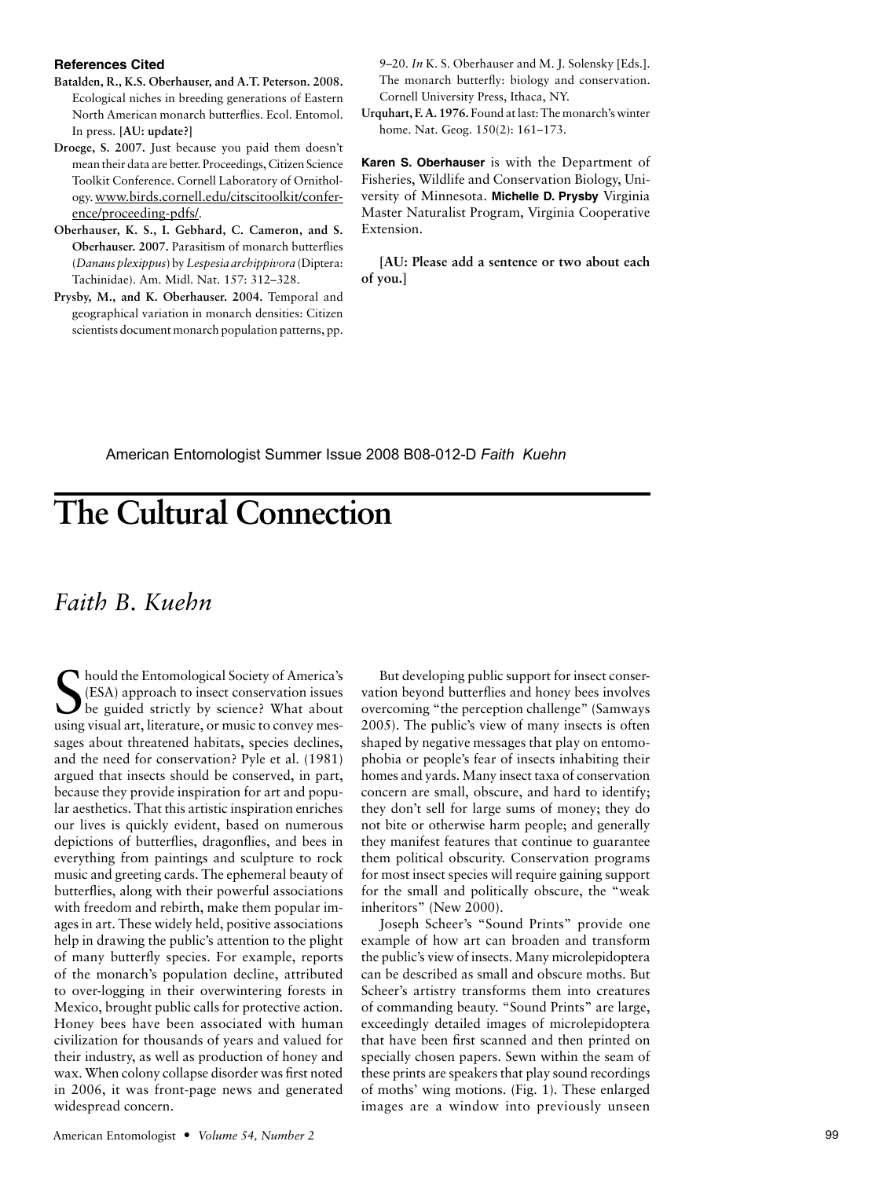### References Cited

**Batalden, R., K.S. Oberhauser, and A.T. Peterson. 2008.** Ecological niches in breeding generations of Eastern North American monarch butterflies. Ecol. Entomol. In press. **[AU: update?]**

**Droege, S. 2007.** Just because you paid them doesn't mean their data are better. Proceedings, Citizen Science Toolkit Conference. Cornell Laboratory of Ornithology. www.birds.cornell.edu/citscitoolkit/conference/proceeding-pdfs/.

**Oberhauser, K. S., I. Gebhard, C. Cameron, and S. Oberhauser. 2007.** Parasitism of monarch butterflies (*Danaus plexippus*) by *Lespesia archippivora* (Diptera: Tachinidae). Am. Midl. Nat. 157: 312–328.

**Prysby, M., and K. Oberhauser. 2004.** Temporal and geographical variation in monarch densities: Citizen scientists document monarch population patterns, pp. 9–20. *In* K. S. Oberhauser and M. J. Solensky [Eds.]. The monarch butterfly: biology and conservation. Cornell University Press, Ithaca, NY.

**Urquhart, F. A. 1976.** Found at last: The monarch's winter home. Nat. Geog. 150(2): 161–173.

**Karen S. Oberhauser** is with the Department of Fisheries, Wildlife and Conservation Biology, University of Minnesota. **Michelle D. Prysby** Virginia Master Naturalist Program, Virginia Cooperative Extension.

**[AU: Please add a sentence or two about each of you.]**

American Entomologist Summer Issue 2008 B08-012-D *Faith Kuehn*

# The Cultural Connection

*Faith B. Kuehn*

Should the Entomological Society of America's (ESA) approach to insect conservation issues be guided strictly by science? What about using visual art, literature, or music to convey messages about threatened habitats, species declines, and the need for conservation? Pyle et al. (1981) argued that insects should be conserved, in part, because they provide inspiration for art and popular aesthetics. That this artistic inspiration enriches our lives is quickly evident, based on numerous depictions of butterflies, dragonflies, and bees in everything from paintings and sculpture to rock music and greeting cards. The ephemeral beauty of butterflies, along with their powerful associations with freedom and rebirth, make them popular images in art. These widely held, positive associations help in drawing the public's attention to the plight of many butterfly species. For example, reports of the monarch's population decline, attributed to over-logging in their overwintering forests in Mexico, brought public calls for protective action. Honey bees have been associated with human civilization for thousands of years and valued for their industry, as well as production of honey and wax. When colony collapse disorder was first noted in 2006, it was front-page news and generated widespread concern.

But developing public support for insect conservation beyond butterflies and honey bees involves overcoming "the perception challenge" (Samways 2005). The public's view of many insects is often shaped by negative messages that play on entomophobia or people's fear of insects inhabiting their homes and yards. Many insect taxa of conservation concern are small, obscure, and hard to identify; they don't sell for large sums of money; they do not bite or otherwise harm people; and generally they manifest features that continue to guarantee them political obscurity. Conservation programs for most insect species will require gaining support for the small and politically obscure, the "weak inheritors" (New 2000).

Joseph Scheer's "Sound Prints" provide one example of how art can broaden and transform the public's view of insects. Many microlepidoptera can be described as small and obscure moths. But Scheer's artistry transforms them into creatures of commanding beauty. "Sound Prints" are large, exceedingly detailed images of microlepidoptera that have been first scanned and then printed on specially chosen papers. Sewn within the seam of these prints are speakers that play sound recordings of moths' wing motions. (Fig. 1). These enlarged images are a window into previously unseen